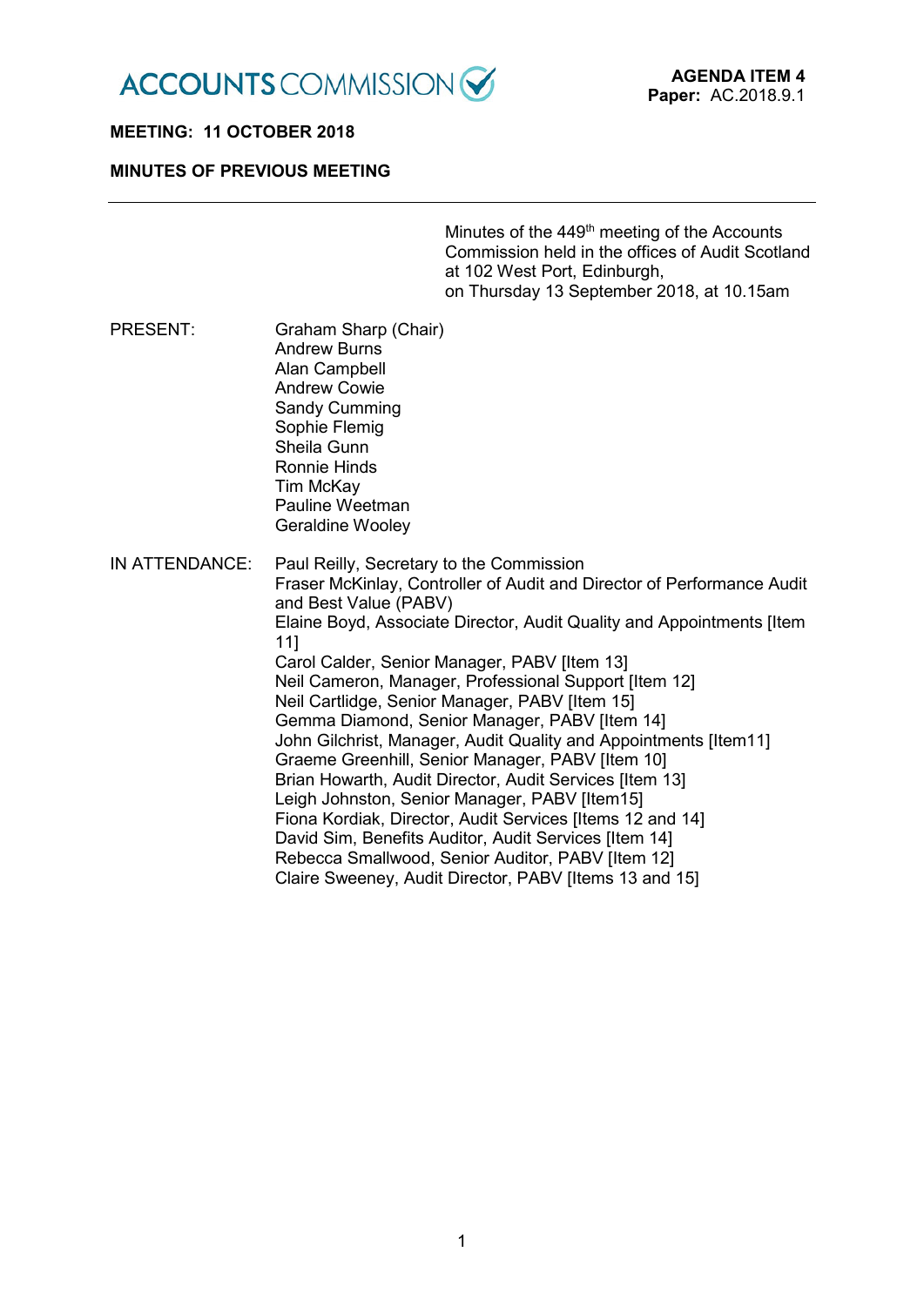ACCOUNTS COMMISSION

**AGENDA ITEM 4**
**Paper:** AC.2018.9.1

**MEETING: 11 OCTOBER 2018**

**MINUTES OF PREVIOUS MEETING**

---

Minutes of the 449th meeting of the Accounts Commission held in the offices of Audit Scotland at 102 West Port, Edinburgh, on Thursday 13 September 2018, at 10.15am

PRESENT:

Graham Sharp (Chair)
Andrew Burns
Alan Campbell
Andrew Cowie
Sandy Cumming
Sophie Flemig
Sheila Gunn
Ronnie Hinds
Tim McKay
Pauline Weetman
Geraldine Wooley

IN ATTENDANCE:

Paul Reilly, Secretary to the Commission
Fraser McKinlay, Controller of Audit and Director of Performance Audit and Best Value (PABV)
Elaine Boyd, Associate Director, Audit Quality and Appointments [Item 11]
Carol Calder, Senior Manager, PABV [Item 13]
Neil Cameron, Manager, Professional Support [Item 12]
Neil Cartlidge, Senior Manager, PABV [Item 15]
Gemma Diamond, Senior Manager, PABV [Item 14]
John Gilchrist, Manager, Audit Quality and Appointments [Item11]
Graeme Greenhill, Senior Manager, PABV [Item 10]
Brian Howarth, Audit Director, Audit Services [Item 13]
Leigh Johnston, Senior Manager, PABV [Item15]
Fiona Kordiak, Director, Audit Services [Items 12 and 14]
David Sim, Benefits Auditor, Audit Services [Item 14]
Rebecca Smallwood, Senior Auditor, PABV [Item 12]
Claire Sweeney, Audit Director, PABV [Items 13 and 15]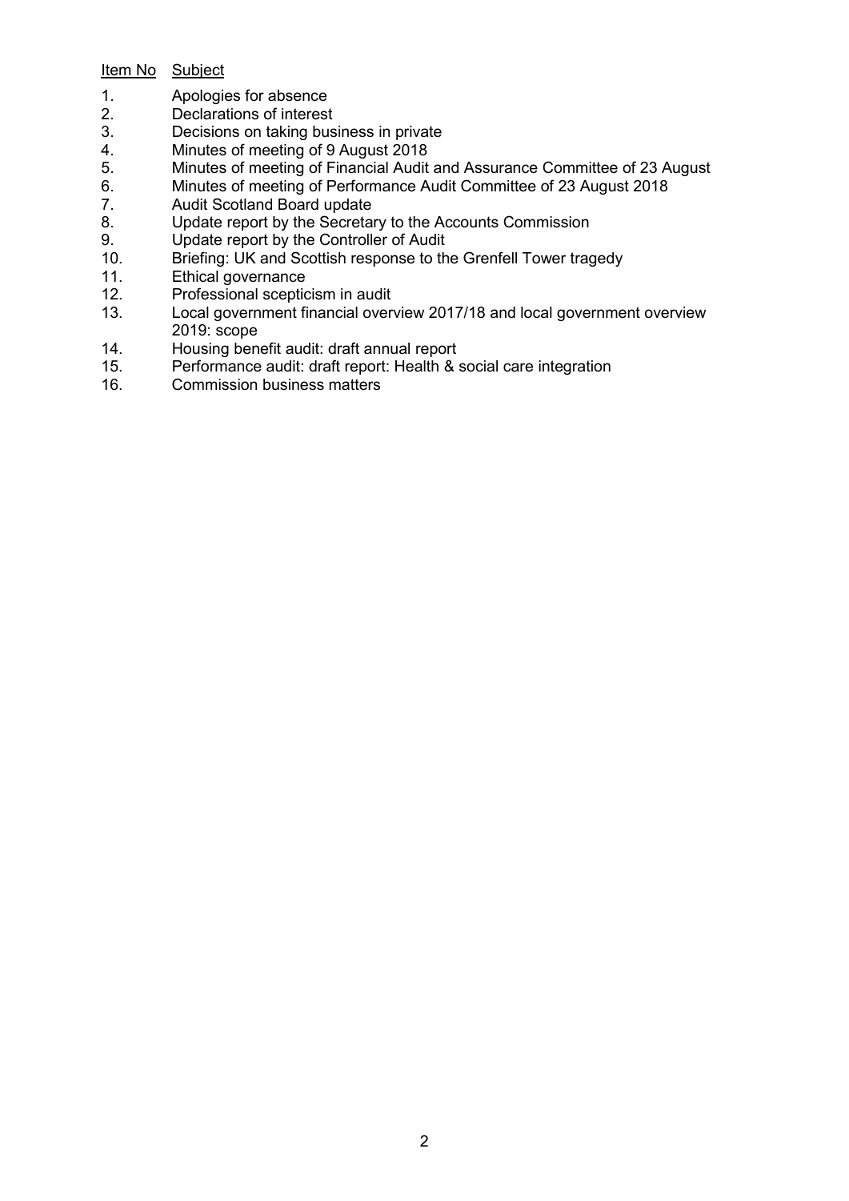| Item No | Subject |
|---|---|
| 1. | Apologies for absence |
| 2. | Declarations of interest |
| 3. | Decisions on taking business in private |
| 4. | Minutes of meeting of 9 August 2018 |
| 5. | Minutes of meeting of Financial Audit and Assurance Committee of 23 August |
| 6. | Minutes of meeting of Performance Audit Committee of 23 August 2018 |
| 7. | Audit Scotland Board update |
| 8. | Update report by the Secretary to the Accounts Commission |
| 9. | Update report by the Controller of Audit |
| 10. | Briefing: UK and Scottish response to the Grenfell Tower tragedy |
| 11. | Ethical governance |
| 12. | Professional scepticism in audit |
| 13. | Local government financial overview 2017/18 and local government overview 2019: scope |
| 14. | Housing benefit audit: draft annual report |
| 15. | Performance audit: draft report: Health & social care integration |
| 16. | Commission business matters |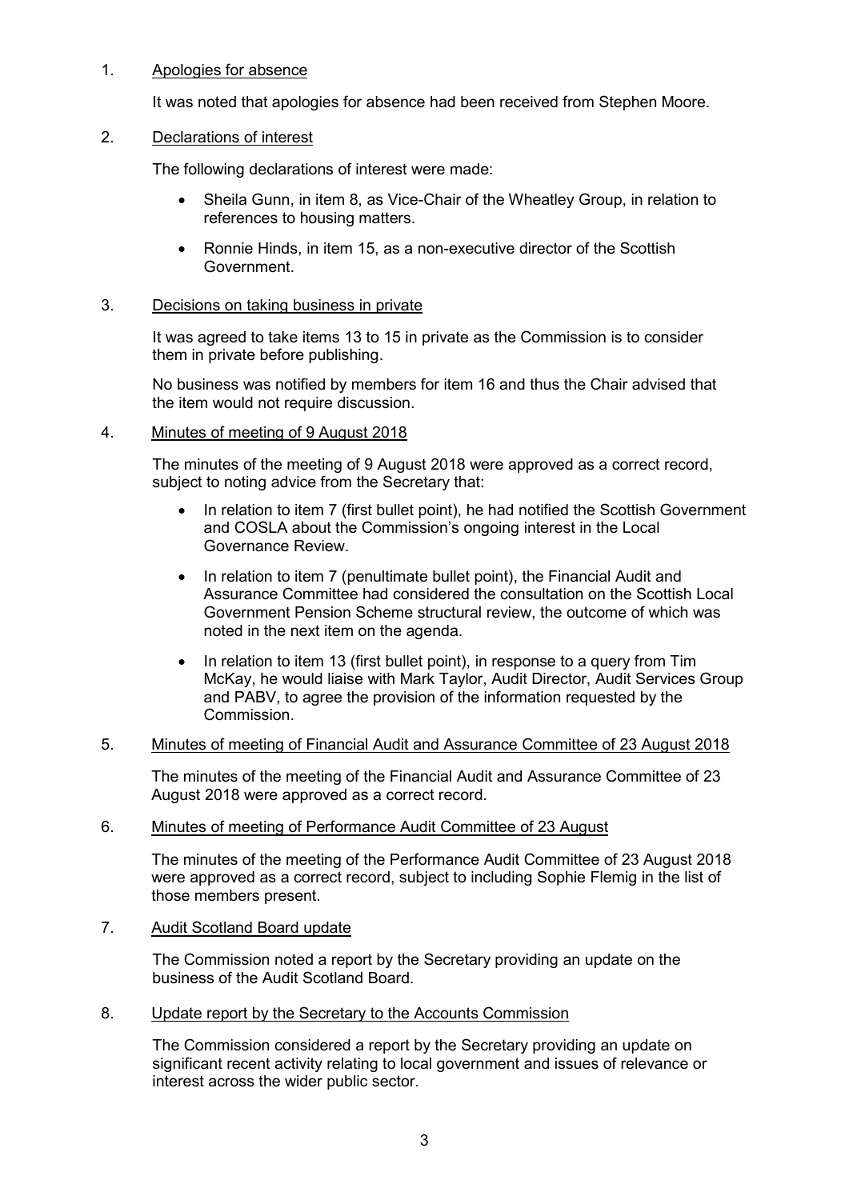1. Apologies for absence

It was noted that apologies for absence had been received from Stephen Moore.

2. Declarations of interest

The following declarations of interest were made:

- Sheila Gunn, in item 8, as Vice-Chair of the Wheatley Group, in relation to references to housing matters.
- Ronnie Hinds, in item 15, as a non-executive director of the Scottish Government.

3. Decisions on taking business in private

It was agreed to take items 13 to 15 in private as the Commission is to consider them in private before publishing.

No business was notified by members for item 16 and thus the Chair advised that the item would not require discussion.

4. Minutes of meeting of 9 August 2018

The minutes of the meeting of 9 August 2018 were approved as a correct record, subject to noting advice from the Secretary that:

- In relation to item 7 (first bullet point), he had notified the Scottish Government and COSLA about the Commission's ongoing interest in the Local Governance Review.
- In relation to item 7 (penultimate bullet point), the Financial Audit and Assurance Committee had considered the consultation on the Scottish Local Government Pension Scheme structural review, the outcome of which was noted in the next item on the agenda.
- In relation to item 13 (first bullet point), in response to a query from Tim McKay, he would liaise with Mark Taylor, Audit Director, Audit Services Group and PABV, to agree the provision of the information requested by the Commission.

5. Minutes of meeting of Financial Audit and Assurance Committee of 23 August 2018

The minutes of the meeting of the Financial Audit and Assurance Committee of 23 August 2018 were approved as a correct record.

6. Minutes of meeting of Performance Audit Committee of 23 August

The minutes of the meeting of the Performance Audit Committee of 23 August 2018 were approved as a correct record, subject to including Sophie Flemig in the list of those members present.

7. Audit Scotland Board update

The Commission noted a report by the Secretary providing an update on the business of the Audit Scotland Board.

8. Update report by the Secretary to the Accounts Commission

The Commission considered a report by the Secretary providing an update on significant recent activity relating to local government and issues of relevance or interest across the wider public sector.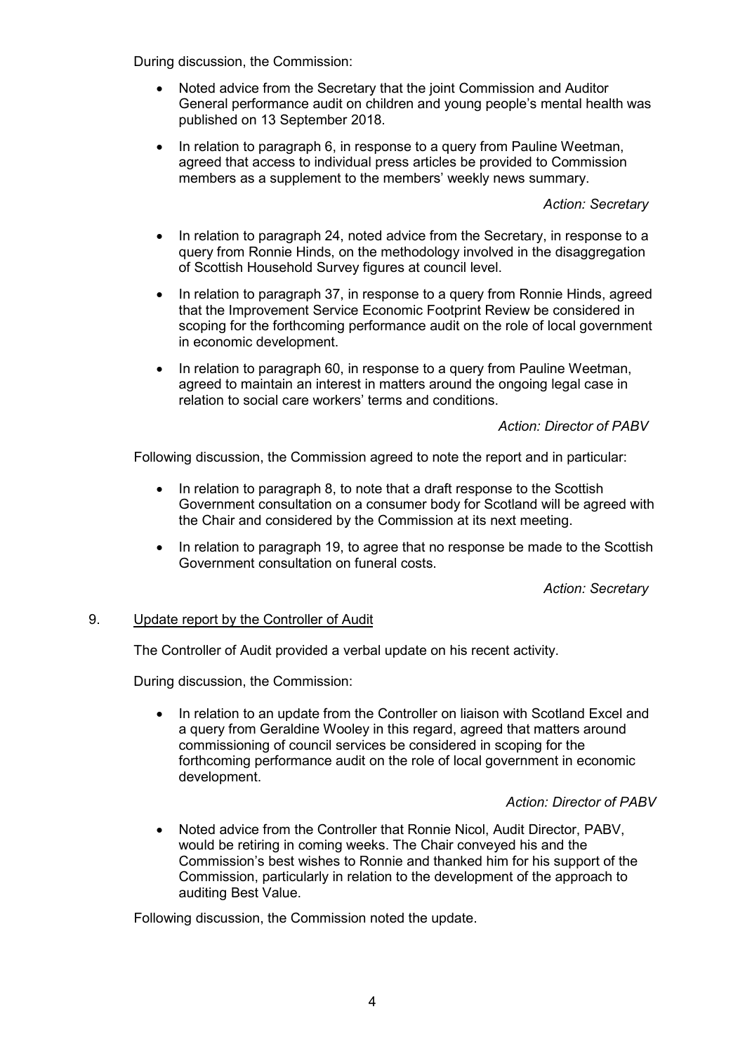During discussion, the Commission:

- Noted advice from the Secretary that the joint Commission and Auditor General performance audit on children and young people's mental health was published on 13 September 2018.
- In relation to paragraph 6, in response to a query from Pauline Weetman, agreed that access to individual press articles be provided to Commission members as a supplement to the members' weekly news summary.

*Action: Secretary*

- In relation to paragraph 24, noted advice from the Secretary, in response to a query from Ronnie Hinds, on the methodology involved in the disaggregation of Scottish Household Survey figures at council level.
- In relation to paragraph 37, in response to a query from Ronnie Hinds, agreed that the Improvement Service Economic Footprint Review be considered in scoping for the forthcoming performance audit on the role of local government in economic development.
- In relation to paragraph 60, in response to a query from Pauline Weetman, agreed to maintain an interest in matters around the ongoing legal case in relation to social care workers' terms and conditions.

*Action: Director of PABV*

Following discussion, the Commission agreed to note the report and in particular:

- In relation to paragraph 8, to note that a draft response to the Scottish Government consultation on a consumer body for Scotland will be agreed with the Chair and considered by the Commission at its next meeting.
- In relation to paragraph 19, to agree that no response be made to the Scottish Government consultation on funeral costs.

*Action: Secretary*

9. <u>Update report by the Controller of Audit</u>

The Controller of Audit provided a verbal update on his recent activity.

During discussion, the Commission:

- In relation to an update from the Controller on liaison with Scotland Excel and a query from Geraldine Wooley in this regard, agreed that matters around commissioning of council services be considered in scoping for the forthcoming performance audit on the role of local government in economic development.

*Action: Director of PABV*

- Noted advice from the Controller that Ronnie Nicol, Audit Director, PABV, would be retiring in coming weeks. The Chair conveyed his and the Commission's best wishes to Ronnie and thanked him for his support of the Commission, particularly in relation to the development of the approach to auditing Best Value.

Following discussion, the Commission noted the update.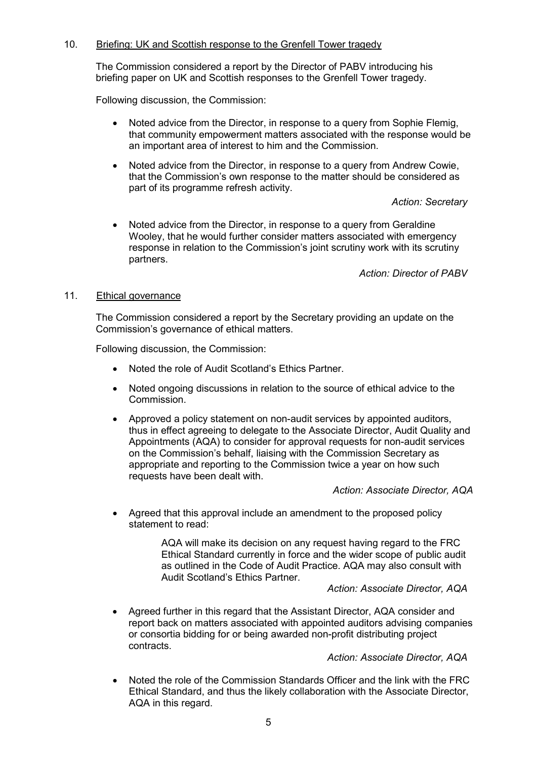10. <u>Briefing: UK and Scottish response to the Grenfell Tower tragedy</u>

The Commission considered a report by the Director of PABV introducing his briefing paper on UK and Scottish responses to the Grenfell Tower tragedy.

Following discussion, the Commission:

- Noted advice from the Director, in response to a query from Sophie Flemig, that community empowerment matters associated with the response would be an important area of interest to him and the Commission.

- Noted advice from the Director, in response to a query from Andrew Cowie, that the Commission's own response to the matter should be considered as part of its programme refresh activity.

  *Action: Secretary*

- Noted advice from the Director, in response to a query from Geraldine Wooley, that he would further consider matters associated with emergency response in relation to the Commission's joint scrutiny work with its scrutiny partners.

  *Action: Director of PABV*

11. <u>Ethical governance</u>

The Commission considered a report by the Secretary providing an update on the Commission's governance of ethical matters.

Following discussion, the Commission:

- Noted the role of Audit Scotland's Ethics Partner.

- Noted ongoing discussions in relation to the source of ethical advice to the Commission.

- Approved a policy statement on non-audit services by appointed auditors, thus in effect agreeing to delegate to the Associate Director, Audit Quality and Appointments (AQA) to consider for approval requests for non-audit services on the Commission's behalf, liaising with the Commission Secretary as appropriate and reporting to the Commission twice a year on how such requests have been dealt with.

  *Action: Associate Director, AQA*

- Agreed that this approval include an amendment to the proposed policy statement to read:

  > AQA will make its decision on any request having regard to the FRC Ethical Standard currently in force and the wider scope of public audit as outlined in the Code of Audit Practice. AQA may also consult with Audit Scotland's Ethics Partner.

  *Action: Associate Director, AQA*

- Agreed further in this regard that the Assistant Director, AQA consider and report back on matters associated with appointed auditors advising companies or consortia bidding for or being awarded non-profit distributing project contracts.

  *Action: Associate Director, AQA*

- Noted the role of the Commission Standards Officer and the link with the FRC Ethical Standard, and thus the likely collaboration with the Associate Director, AQA in this regard.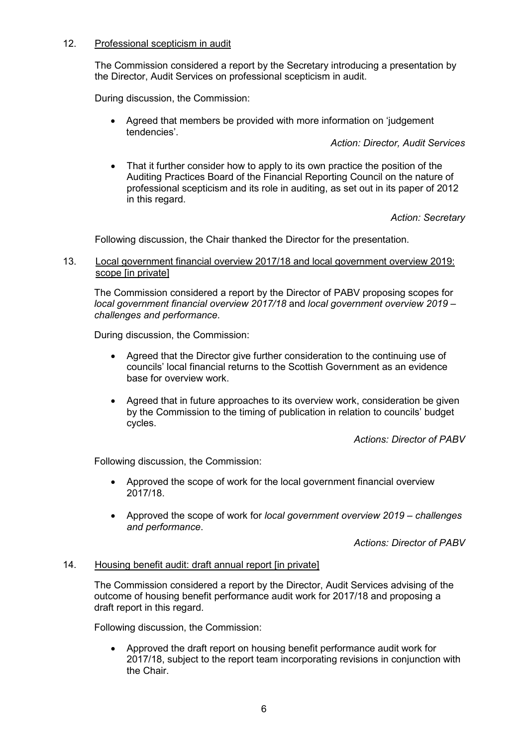12. Professional scepticism in audit

The Commission considered a report by the Secretary introducing a presentation by the Director, Audit Services on professional scepticism in audit.

During discussion, the Commission:

- Agreed that members be provided with more information on 'judgement tendencies'.

*Action: Director, Audit Services*

- That it further consider how to apply to its own practice the position of the Auditing Practices Board of the Financial Reporting Council on the nature of professional scepticism and its role in auditing, as set out in its paper of 2012 in this regard.

*Action: Secretary*

Following discussion, the Chair thanked the Director for the presentation.

13. Local government financial overview 2017/18 and local government overview 2019: scope [in private]

The Commission considered a report by the Director of PABV proposing scopes for *local government financial overview 2017/18* and *local government overview 2019 – challenges and performance*.

During discussion, the Commission:

- Agreed that the Director give further consideration to the continuing use of councils' local financial returns to the Scottish Government as an evidence base for overview work.

- Agreed that in future approaches to its overview work, consideration be given by the Commission to the timing of publication in relation to councils' budget cycles.

*Actions: Director of PABV*

Following discussion, the Commission:

- Approved the scope of work for the local government financial overview 2017/18.

- Approved the scope of work for *local government overview 2019 – challenges and performance*.

*Actions: Director of PABV*

14. Housing benefit audit: draft annual report [in private]

The Commission considered a report by the Director, Audit Services advising of the outcome of housing benefit performance audit work for 2017/18 and proposing a draft report in this regard.

Following discussion, the Commission:

- Approved the draft report on housing benefit performance audit work for 2017/18, subject to the report team incorporating revisions in conjunction with the Chair.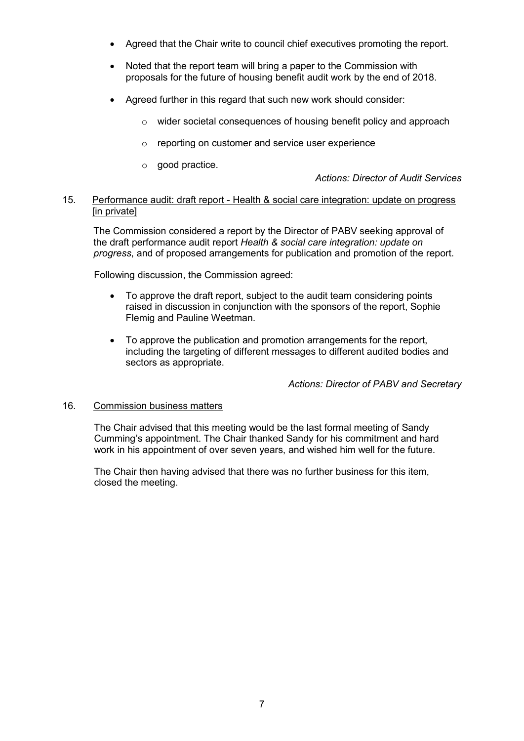- Agreed that the Chair write to council chief executives promoting the report.
- Noted that the report team will bring a paper to the Commission with proposals for the future of housing benefit audit work by the end of 2018.
- Agreed further in this regard that such new work should consider:
  - wider societal consequences of housing benefit policy and approach
  - reporting on customer and service user experience
  - good practice.

*Actions: Director of Audit Services*

15. Performance audit: draft report - Health & social care integration: update on progress [in private]

The Commission considered a report by the Director of PABV seeking approval of the draft performance audit report *Health & social care integration: update on progress*, and of proposed arrangements for publication and promotion of the report.

Following discussion, the Commission agreed:

- To approve the draft report, subject to the audit team considering points raised in discussion in conjunction with the sponsors of the report, Sophie Flemig and Pauline Weetman.
- To approve the publication and promotion arrangements for the report, including the targeting of different messages to different audited bodies and sectors as appropriate.

*Actions: Director of PABV and Secretary*

16. Commission business matters

The Chair advised that this meeting would be the last formal meeting of Sandy Cumming's appointment. The Chair thanked Sandy for his commitment and hard work in his appointment of over seven years, and wished him well for the future.

The Chair then having advised that there was no further business for this item, closed the meeting.